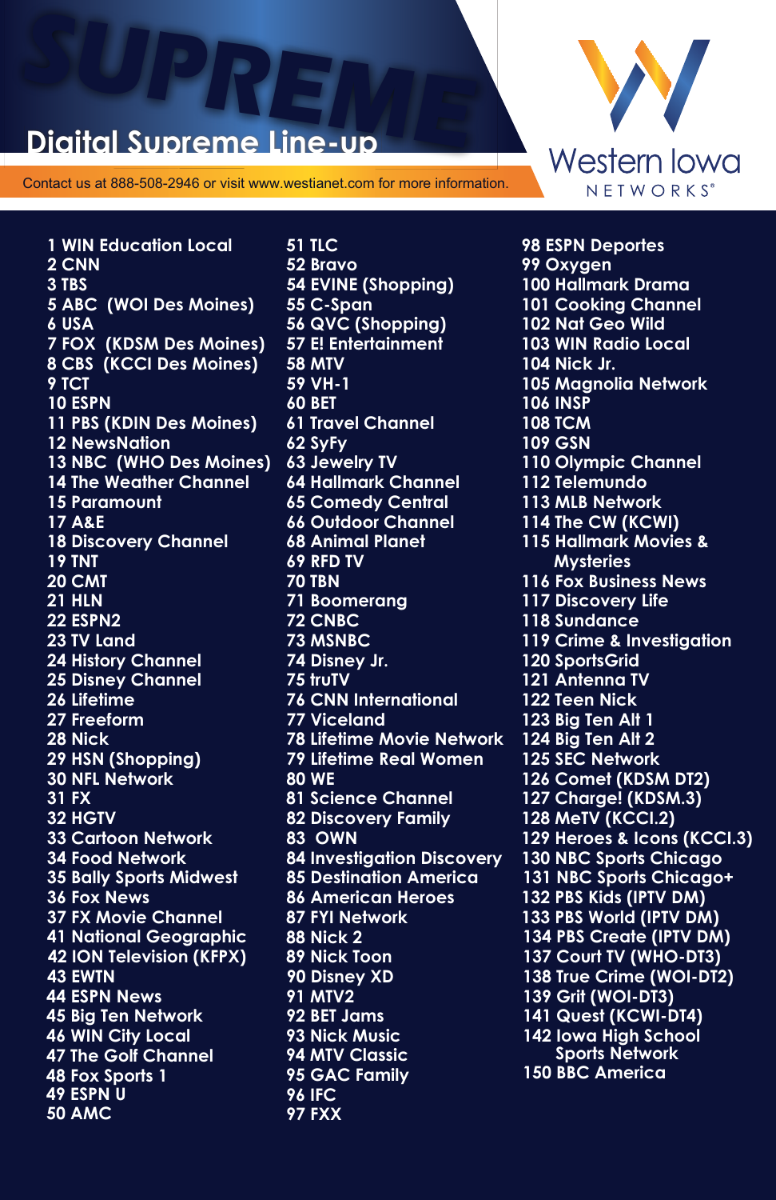# Digital Supreme Line-up

Contact us at 888-508-2946 or visit www.westianet.com for more information.

Western Iowa NETWORKS®

- 1 WIN Education Local
- 2 CNN
- 3 TBS
- 5 ABC (WOI Des Moines)
- 6 USA
- 7 FOX (KDSM Des Moines)
- 8 CBS (KCCI Des Moines)
- 9 TCT
- 10 ESPN
- 11 PBS (KDIN Des Moines)
- 12 NewsNation
- 13 NBC (WHO Des Moines)
- 14 The Weather Channel
- 15 Paramount
- 17 A&E
- 18 Discovery Channel
- 19 TNT
- 20 CMT
- 21 HLN
- 22 ESPN2
- 23 TV Land
- 24 History Channel
- 25 Disney Channel
- 26 Lifetime
- 27 Freeform
- 28 Nick
- 29 HSN (Shopping)
- 30 NFL Network
- 31 FX
- 32 HGTV
- 33 Cartoon Network
- 34 Food Network
- 35 Bally Sports Midwest
- 36 Fox News
- 37 FX Movie Channel
- 41 National Geographic
- 42 ION Television (KFPX)
- 43 EWTN
- 44 ESPN News
- 45 Big Ten Network
- 46 WIN City Local
- 47 The Golf Channel
- 48 Fox Sports 1
- 49 ESPN U
- 50 AMC
- 51 TLC
- 52 Bravo
- 54 EVINE (Shopping)
- 55 C-Span
- 56 QVC (Shopping)
- 57 E! Entertainment
- 58 MTV
- 59 VH-1
- 60 BET
- 61 Travel Channel
- 62 SyFy
- 63 Jewelry TV
- 64 Hallmark Channel
- 65 Comedy Central
- 66 Outdoor Channel
- 68 Animal Planet
- 69 RFD TV
- 70 TBN
- 71 Boomerang
- 72 CNBC
- 73 MSNBC
- 74 Disney Jr.
- 75 truTV
- 76 CNN International
- 77 Viceland
- 78 Lifetime Movie Network
- 79 Lifetime Real Women
- 80 WE
- 81 Science Channel
- 82 Discovery Family
- 83 OWN
- 84 Investigation Discovery
- 85 Destination America
- 86 American Heroes
- 87 FYI Network
- 88 Nick 2
- 89 Nick Toon
- 90 Disney XD
- 91 MTV2
- 92 BET Jams
- 93 Nick Music
- 94 MTV Classic
- 95 GAC Family
- 96 IFC
- 97 FXX
- 98 ESPN Deportes
- 99 Oxygen
- 100 Hallmark Drama
- 101 Cooking Channel
- 102 Nat Geo Wild
- 103 WIN Radio Local
- 104 Nick Jr.
- 105 Magnolia Network
- 106 INSP
- 108 TCM
- 109 GSN
- 110 Olympic Channel
- 112 Telemundo
- 113 MLB Network
- 114 The CW (KCWI)
- 115 Hallmark Movies & Mysteries
- 116 Fox Business News
- 117 Discovery Life
- 118 Sundance
- 119 Crime & Investigation
- 120 SportsGrid
- 121 Antenna TV
- 122 Teen Nick
- 123 Big Ten Alt 1
- 124 Big Ten Alt 2
- 125 SEC Network
- 126 Comet (KDSM DT2)
- 127 Charge! (KDSM.3)
- 128 MeTV (KCCI.2)
- 129 Heroes & Icons (KCCI.3)
- 130 NBC Sports Chicago
- 131 NBC Sports Chicago+
- 132 PBS Kids (IPTV DM)
- 133 PBS World (IPTV DM)
- 134 PBS Create (IPTV DM)
- 137 Court TV (WHO-DT3)
- 138 True Crime (WOI-DT2)
- 139 Grit (WOI-DT3)
- 141 Quest (KCWI-DT4)
- 142 Iowa High School Sports Network
- 150 BBC America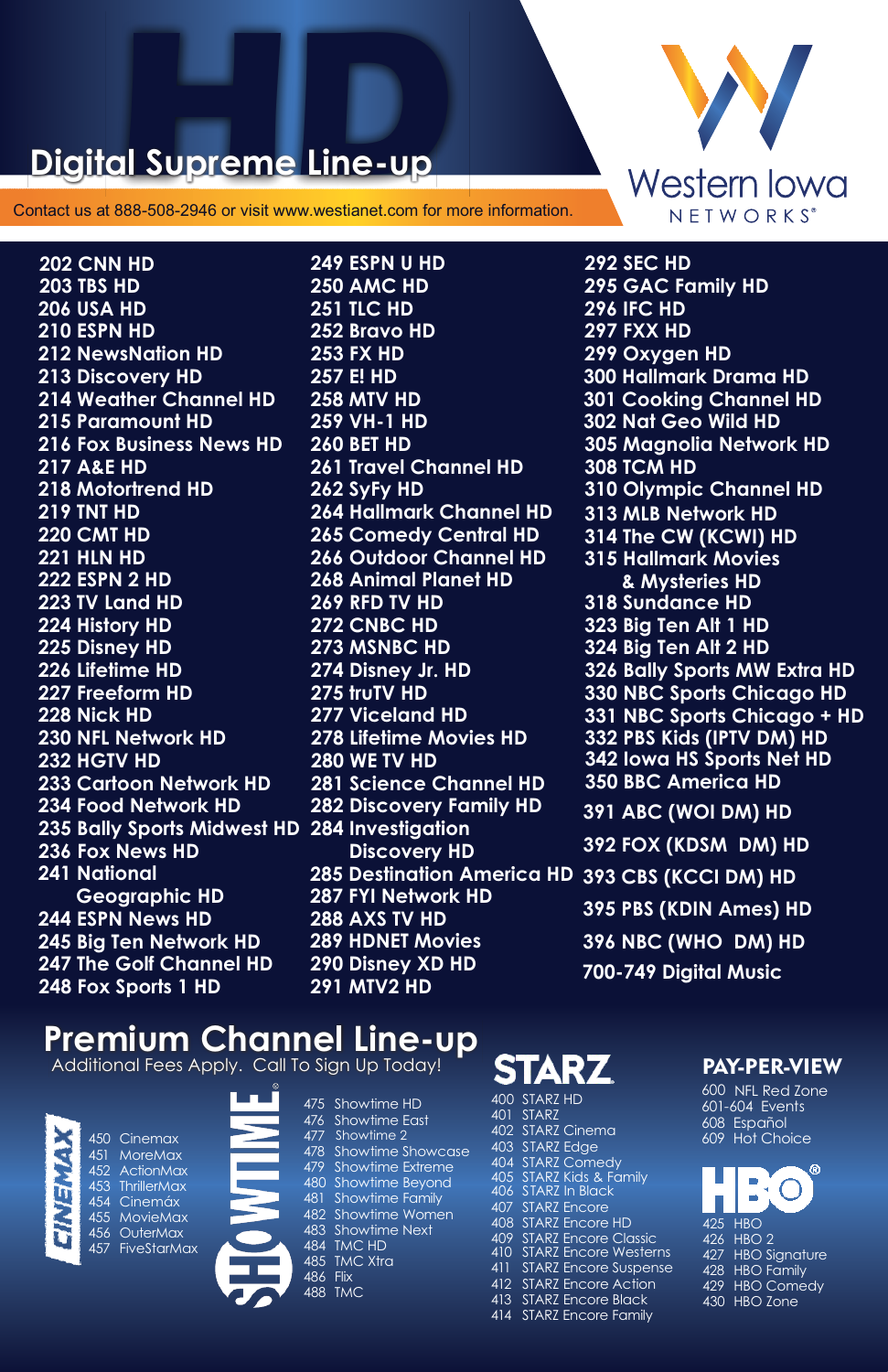# Digital Supreme Line-up

Contact us at 888-508-2946 or visit www.westianet.com for more information.

Western Iowa NETWORKS®

**202 CNN HD**
**203 TBS HD**
**206 USA HD**
**210 ESPN HD**
**212 NewsNation HD**
**213 Discovery HD**
**214 Weather Channel HD**
**215 Paramount HD**
**216 Fox Business News HD**
**217 A&E HD**
**218 Motortrend HD**
**219 TNT HD**
**220 CMT HD**
**221 HLN HD**
**222 ESPN 2 HD**
**223 TV Land HD**
**224 History HD**
**225 Disney HD**
**226 Lifetime HD**
**227 Freeform HD**
**228 Nick HD**
**230 NFL Network HD**
**232 HGTV HD**
**233 Cartoon Network HD**
**234 Food Network HD**
**235 Bally Sports Midwest HD**
**236 Fox News HD**
**241 National Geographic HD**
**244 ESPN News HD**
**245 Big Ten Network HD**
**247 The Golf Channel HD**
**248 Fox Sports 1 HD**
**249 ESPN U HD**
**250 AMC HD**
**251 TLC HD**
**252 Bravo HD**
**253 FX HD**
**257 E! HD**
**258 MTV HD**
**259 VH-1 HD**
**260 BET HD**
**261 Travel Channel HD**
**262 SyFy HD**
**264 Hallmark Channel HD**
**265 Comedy Central HD**
**266 Outdoor Channel HD**
**268 Animal Planet HD**
**269 RFD TV HD**
**272 CNBC HD**
**273 MSNBC HD**
**274 Disney Jr. HD**
**275 truTV HD**
**277 Viceland HD**
**278 Lifetime Movies HD**
**280 WE TV HD**
**281 Science Channel HD**
**282 Discovery Family HD**
**284 Investigation Discovery HD**
**285 Destination America HD**
**287 FYI Network HD**
**288 AXS TV HD**
**289 HDNET Movies**
**290 Disney XD HD**
**291 MTV2 HD**
**292 SEC HD**
**295 GAC Family HD**
**296 IFC HD**
**297 FXX HD**
**299 Oxygen HD**
**300 Hallmark Drama HD**
**301 Cooking Channel HD**
**302 Nat Geo Wild HD**
**305 Magnolia Network HD**
**308 TCM HD**
**310 Olympic Channel HD**
**313 MLB Network HD**
**314 The CW (KCWI) HD**
**315 Hallmark Movies & Mysteries HD**
**318 Sundance HD**
**323 Big Ten Alt 1 HD**
**324 Big Ten Alt 2 HD**
**326 Bally Sports MW Extra HD**
**330 NBC Sports Chicago HD**
**331 NBC Sports Chicago + HD**
**332 PBS Kids (IPTV DM) HD**
**342 Iowa HS Sports Net HD**
**350 BBC America HD**
**391 ABC (WOI DM) HD**
**392 FOX (KDSM DM) HD**
**393 CBS (KCCI DM) HD**
**395 PBS (KDIN Ames) HD**
**396 NBC (WHO DM) HD**
**700-749 Digital Music**

## Premium Channel Line-up

Additional Fees Apply. Call To Sign Up Today!

### CINEMAX

450 Cinemax
451 MoreMax
452 ActionMax
453 ThrillerMax
454 Cinemáx
455 MovieMax
456 OuterMax
457 FiveStarMax

### SHOWTIME

475 Showtime HD
476 Showtime East
477 Showtime 2
478 Showtime Showcase
479 Showtime Extreme
480 Showtime Beyond
481 Showtime Family
482 Showtime Women
483 Showtime Next
484 TMC HD
485 TMC Xtra
486 Flix
488 TMC

### STARZ

400 STARZ HD
401 STARZ
402 STARZ Cinema
403 STARZ Edge
404 STARZ Comedy
405 STARZ Kids & Family
406 STARZ In Black
407 STARZ Encore
408 STARZ Encore HD
409 STARZ Encore Classic
410 STARZ Encore Westerns
411 STARZ Encore Suspense
412 STARZ Encore Action
413 STARZ Encore Black
414 STARZ Encore Family

### PAY-PER-VIEW

600 NFL Red Zone
601-604 Events
608 Español
609 Hot Choice

### HBO

425 HBO
426 HBO 2
427 HBO Signature
428 HBO Family
429 HBO Comedy
430 HBO Zone